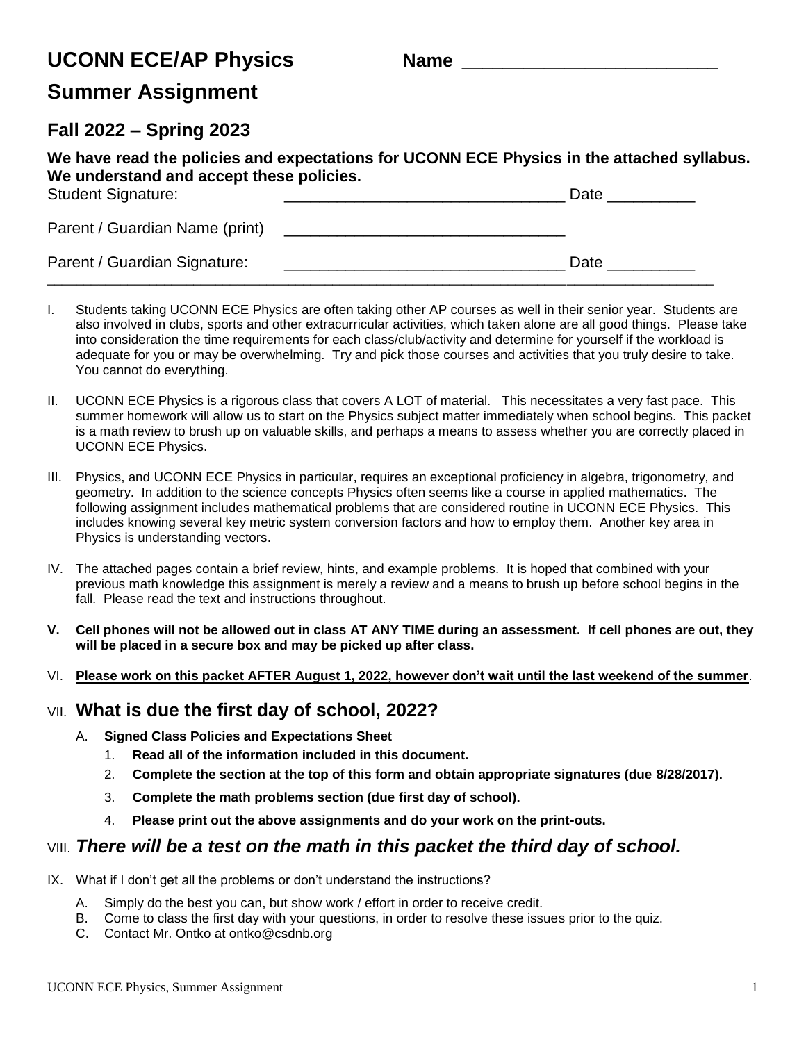# UCONN ECE/AP Physics

**Name** ___________________________

## Summary Assignment

## Fall 2022 – Spring 2023

**We have read the policies and expectations for UCONN ECE Physics in the attached syllabus. We understand and accept these policies.**

Student Signature: _______________________________ Date __________

Parent / Guardian Name (print) _______________________________

Parent / Guardian Signature: _______________________________ Date __________

---

I. Students taking UCONN ECE Physics are often taking other AP courses as well in their senior year. Students are also involved in clubs, sports and other extracurricular activities, which taken alone are all good things. Please take into consideration the time requirements for each class/club/activity and determine for yourself if the workload is adequate for you or may be overwhelming. Try and pick those courses and activities that you truly desire to take. You cannot do everything.

II. UCONN ECE Physics is a rigorous class that covers A LOT of material. This necessitates a very fast pace. This summer homework will allow us to start on the Physics subject matter immediately when school begins. This packet is a math review to brush up on valuable skills, and perhaps a means to assess whether you are correctly placed in UCONN ECE Physics.

III. Physics, and UCONN ECE Physics in particular, requires an exceptional proficiency in algebra, trigonometry, and geometry. In addition to the science concepts Physics often seems like a course in applied mathematics. The following assignment includes mathematical problems that are considered routine in UCONN ECE Physics. This includes knowing several key metric system conversion factors and how to employ them. Another key area in Physics is understanding vectors.

IV. The attached pages contain a brief review, hints, and example problems. It is hoped that combined with your previous math knowledge this assignment is merely a review and a means to brush up before school begins in the fall. Please read the text and instructions throughout.

**V. Cell phones will not be allowed out in class AT ANY TIME during an assessment. If cell phones are out, they will be placed in a secure box and may be picked up after class.**

VI. **<u>Please work on this packet AFTER August 1, 2022, however don't wait until the last weekend of the summer</u>**.

## VII. What is due the first day of school, 2022?

A. **Signed Class Policies and Expectations Sheet**
   1. **Read all of the information included in this document.**
   2. **Complete the section at the top of this form and obtain appropriate signatures (due 8/28/2017).**
   3. **Complete the math problems section (due first day of school).**
   4. **Please print out the above assignments and do your work on the print-outs.**

## VIII. *There will be a test on the math in this packet the third day of school.*

IX. What if I don't get all the problems or don't understand the instructions?

A. Simply do the best you can, but show work / effort in order to receive credit.
B. Come to class the first day with your questions, in order to resolve these issues prior to the quiz.
C. Contact Mr. Ontko at ontko@csdnb.org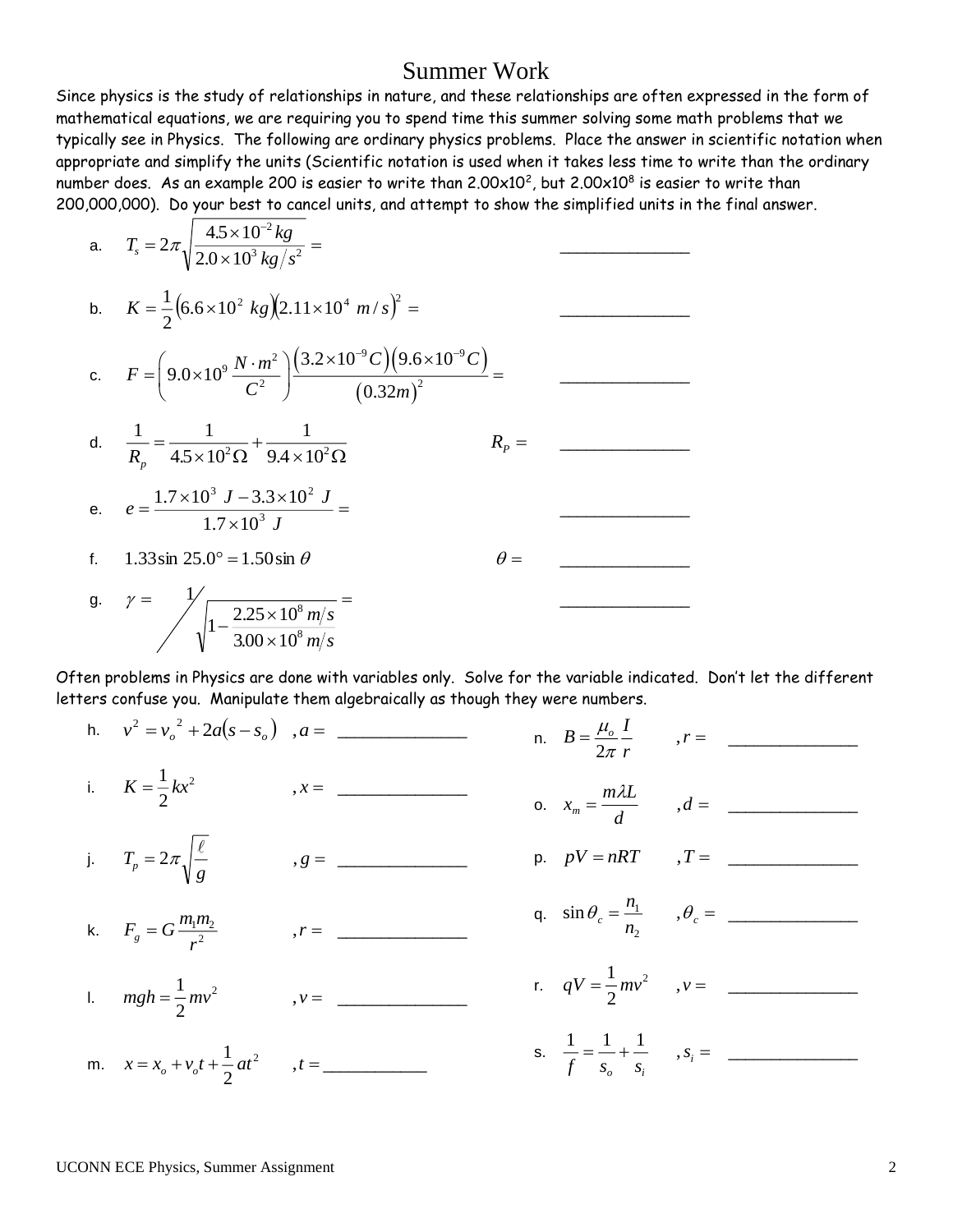# Summer Work

Since physics is the study of relationships in nature, and these relationships are often expressed in the form of mathematical equations, we are requiring you to spend time this summer solving some math problems that we typically see in Physics. The following are ordinary physics problems. Place the answer in scientific notation when appropriate and simplify the units (Scientific notation is used when it takes less time to write than the ordinary number does. As an example 200 is easier to write than 2.00x10$^2$, but 2.00x10$^8$ is easier to write than 200,000,000). Do your best to cancel units, and attempt to show the simplified units in the final answer.

a. $T_s = 2\pi\sqrt{\dfrac{4.5\times10^{-2}\,kg}{2.0\times10^{3}\,kg/s^2}} =$ _______________

b. $K = \dfrac{1}{2}\left(6.6\times10^{2}\ kg\right)\left(2.11\times10^{4}\ m/s\right)^2 =$ _______________

c. $F = \left(9.0\times10^{9}\,\dfrac{N\cdot m^2}{C^2}\right)\dfrac{\left(3.2\times10^{-9}C\right)\left(9.6\times10^{-9}C\right)}{\left(0.32m\right)^2} =$ _______________

d. $\dfrac{1}{R_p} = \dfrac{1}{4.5\times10^{2}\Omega} + \dfrac{1}{9.4\times10^{2}\Omega}$ $\quad R_P =$ _______________

e. $e = \dfrac{1.7\times10^{3}\ J - 3.3\times10^{2}\ J}{1.7\times10^{3}\ J} =$ _______________

f. $1.33\sin 25.0^\circ = 1.50\sin\theta$ $\quad \theta =$ _______________

g. $\gamma = 1\Big/\sqrt{1-\dfrac{2.25\times10^{8}\,m/s}{3.00\times10^{8}\,m/s}} =$ _______________

Often problems in Physics are done with variables only. Solve for the variable indicated. Don't let the different letters confuse you. Manipulate them algebraically as though they were numbers.

h. $v^2 = v_o^{\ 2} + 2a\left(s - s_o\right)$ $\quad , a =$ _______________

i. $K = \dfrac{1}{2}kx^2$ $\quad , x =$ _______________

j. $T_p = 2\pi\sqrt{\dfrac{\ell}{g}}$ $\quad , g =$ _______________

k. $F_g = G\dfrac{m_1 m_2}{r^2}$ $\quad , r =$ _______________

l. $mgh = \dfrac{1}{2}mv^2$ $\quad , v =$ _______________

m. $x = x_o + v_o t + \dfrac{1}{2}at^2$ $\quad , t =$ ____________

n. $B = \dfrac{\mu_o}{2\pi}\dfrac{I}{r}$ $\quad , r =$ _______________

o. $x_m = \dfrac{m\lambda L}{d}$ $\quad , d =$ _______________

p. $pV = nRT$ $\quad , T =$ _______________

q. $\sin\theta_c = \dfrac{n_1}{n_2}$ $\quad , \theta_c =$ _______________

r. $qV = \dfrac{1}{2}mv^2$ $\quad , v =$ _______________

s. $\dfrac{1}{f} = \dfrac{1}{s_o} + \dfrac{1}{s_i}$ $\quad , s_i =$ _______________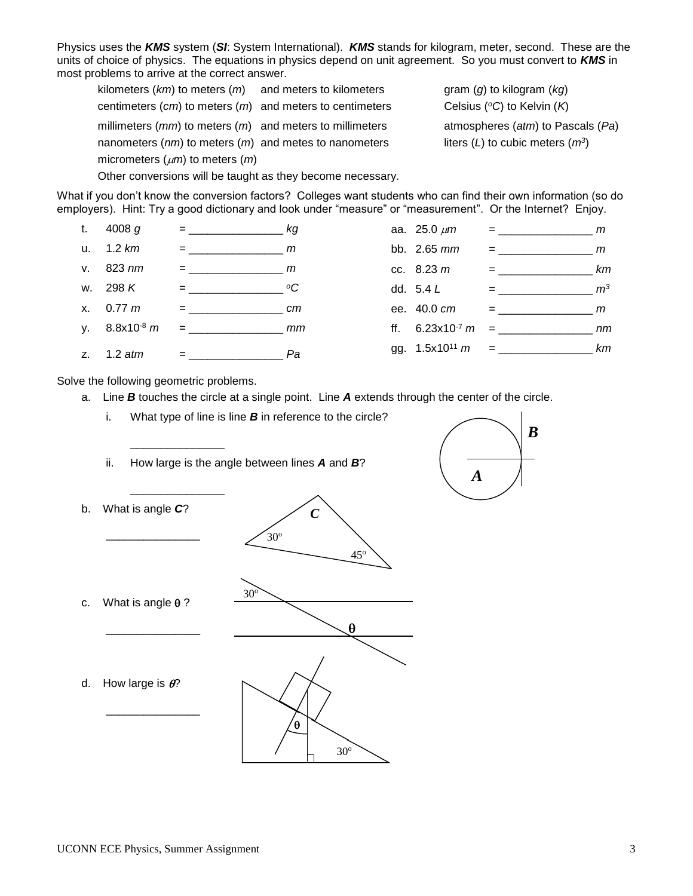Physics uses the ***KMS*** system (***SI***: System International). ***KMS*** stands for kilogram, meter, second. These are the units of choice of physics. The equations in physics depend on unit agreement. So you must convert to ***KMS*** in most problems to arrive at the correct answer.

| | | |
|---|---|---|
| kilometers (*km*) to meters (*m*) | and meters to kilometers | gram (*g*) to kilogram (*kg*) |
| centimeters (*cm*) to meters (*m*) | and meters to centimeters | Celsius ($^oC$) to Kelvin (*K*) |
| millimeters (*mm*) to meters (*m*) | and meters to millimeters | atmospheres (*atm*) to Pascals (*Pa*) |
| nanometers (*nm*) to meters (*m*) | and metes to nanometers | liters (*L*) to cubic meters ($m^3$) |
| micrometers ($\mu m$) to meters (*m*) | | |

Other conversions will be taught as they become necessary.

What if you don't know the conversion factors? Colleges want students who can find their own information (so do employers). Hint: Try a good dictionary and look under "measure" or "measurement". Or the Internet? Enjoy.

t. 4008 *g* = _______________ *kg*

u. 1.2 *km* = _______________ *m*

v. 823 *nm* = _______________ *m*

w. 298 *K* = _______________ $^oC$

x. 0.77 *m* = _______________ *cm*

y. $8.8 \times 10^{-8}$ *m* = _______________ *mm*

z. 1.2 *atm* = _______________ *Pa*

aa. 25.0 $\mu m$ = _______________ *m*

bb. 2.65 *mm* = _______________ *m*

cc. 8.23 *m* = _______________ *km*

dd. 5.4 *L* = _______________ $m^3$

ee. 40.0 *cm* = _______________ *m*

ff. $6.23 \times 10^{-7}$ *m* = _______________ *nm*

gg. $1.5 \times 10^{11}$ *m* = _______________ *km*

Solve the following geometric problems.

a. Line ***B*** touches the circle at a single point. Line ***A*** extends through the center of the circle.

   i. What type of line is line ***B*** in reference to the circle?

   _______________

   ii. How large is the angle between lines ***A*** and ***B***?

   _______________

b. What is angle ***C***?

   _______________

   (Triangle with angles $30^o$, $45^o$, and $C$)

c. What is angle $\theta$ ?

   _______________

   (Transversal crossing two parallel lines; $30^o$ marked at the upper line, $\theta$ at the lower line)

d. How large is $\theta$?

   _______________

   (Block on a $30^o$ incline; $\theta$ marked between the vertical and the line perpendicular to the incline)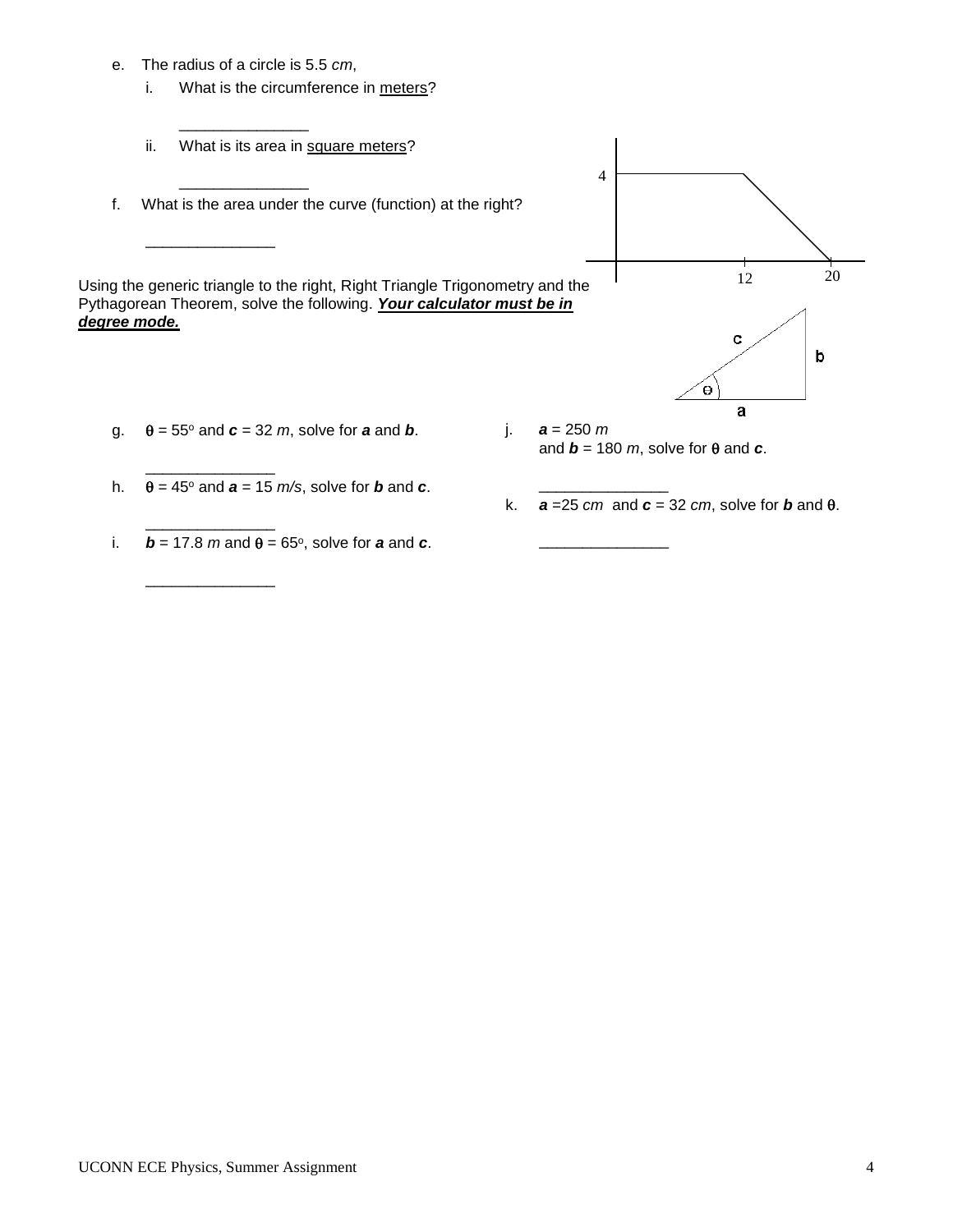e. The radius of a circle is 5.5 *cm*,

   i. What is the circumference in <u>meters</u>?

      _______________

   ii. What is its area in <u>square meters</u>?

      _______________

f. What is the area under the curve (function) at the right?

   _______________

4

12

20

Using the generic triangle to the right, Right Triangle Trigonometry and the Pythagorean Theorem, solve the following. ***<u>Your calculator must be in degree mode.</u>***

c

b

θ

a

g. $\theta = 55^o$ and $\boldsymbol{c}$ = 32 *m*, solve for $\boldsymbol{a}$ and $\boldsymbol{b}$.

   _______________

h. $\theta = 45^o$ and $\boldsymbol{a}$ = 15 *m/s*, solve for $\boldsymbol{b}$ and $\boldsymbol{c}$.

   _______________

i. $\boldsymbol{b}$ = 17.8 *m* and $\theta = 65^o$, solve for $\boldsymbol{a}$ and $\boldsymbol{c}$.

   _______________

j. $\boldsymbol{a}$ = 250 *m* and $\boldsymbol{b}$ = 180 *m*, solve for $\theta$ and $\boldsymbol{c}$.

   _______________

k. $\boldsymbol{a}$ =25 *cm* and $\boldsymbol{c}$ = 32 *cm*, solve for $\boldsymbol{b}$ and $\theta$.

   _______________